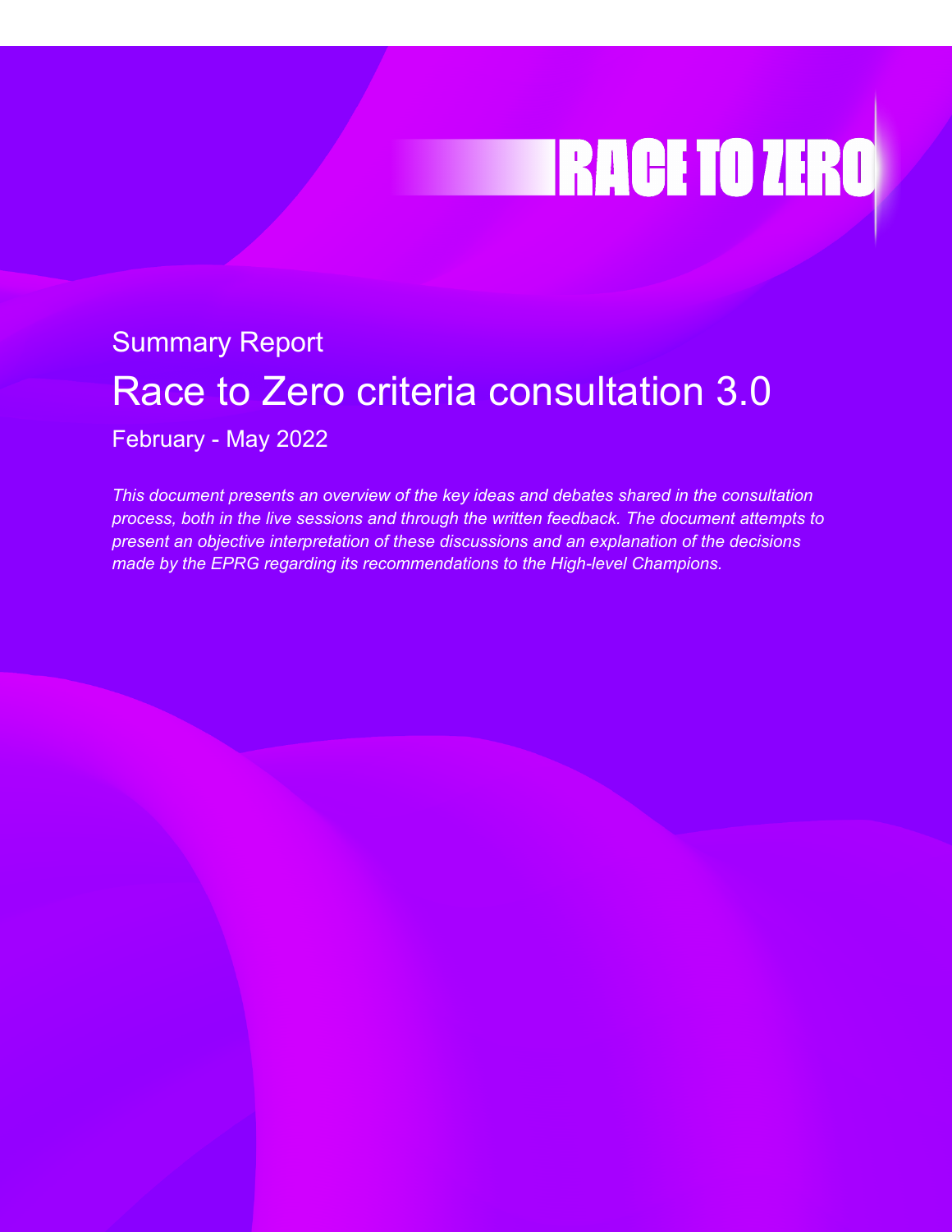RACE TO ZERO

Summary Report

# Race to Zero criteria consultation 3.0

February - May 2022

*This document presents an overview of the key ideas and debates shared in the consultation process, both in the live sessions and through the written feedback. The document attempts to present an objective interpretation of these discussions and an explanation of the decisions made by the EPRG regarding its recommendations to the High-level Champions.*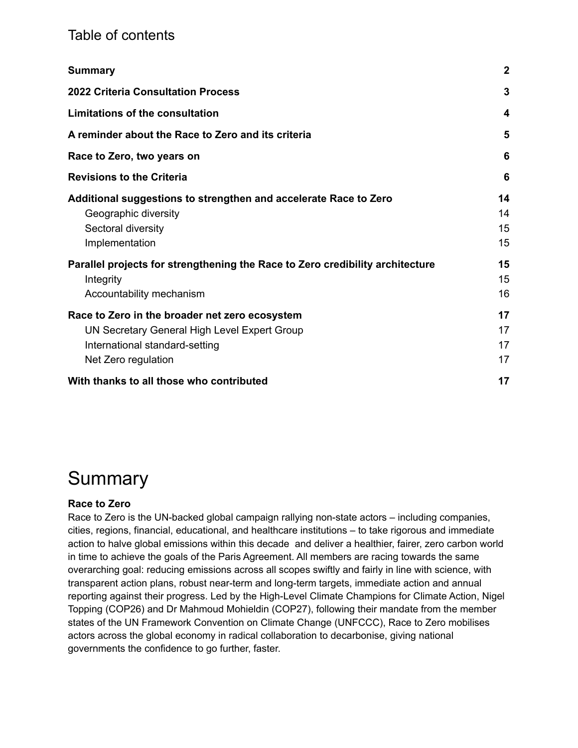## Table of contents

| | |
|---|---|
| **Summary** | **2** |
| **2022 Criteria Consultation Process** | **3** |
| **Limitations of the consultation** | **4** |
| **A reminder about the Race to Zero and its criteria** | **5** |
| **Race to Zero, two years on** | **6** |
| **Revisions to the Criteria** | **6** |
| **Additional suggestions to strengthen and accelerate Race to Zero** | **14** |
| Geographic diversity | 14 |
| Sectoral diversity | 15 |
| Implementation | 15 |
| **Parallel projects for strengthening the Race to Zero credibility architecture** | **15** |
| Integrity | 15 |
| Accountability mechanism | 16 |
| **Race to Zero in the broader net zero ecosystem** | **17** |
| UN Secretary General High Level Expert Group | 17 |
| International standard-setting | 17 |
| Net Zero regulation | 17 |
| **With thanks to all those who contributed** | **17** |

# Summary

**Race to Zero**

Race to Zero is the UN-backed global campaign rallying non-state actors – including companies, cities, regions, financial, educational, and healthcare institutions – to take rigorous and immediate action to halve global emissions within this decade and deliver a healthier, fairer, zero carbon world in time to achieve the goals of the Paris Agreement. All members are racing towards the same overarching goal: reducing emissions across all scopes swiftly and fairly in line with science, with transparent action plans, robust near-term and long-term targets, immediate action and annual reporting against their progress. Led by the High-Level Climate Champions for Climate Action, Nigel Topping (COP26) and Dr Mahmoud Mohieldin (COP27), following their mandate from the member states of the UN Framework Convention on Climate Change (UNFCCC), Race to Zero mobilises actors across the global economy in radical collaboration to decarbonise, giving national governments the confidence to go further, faster.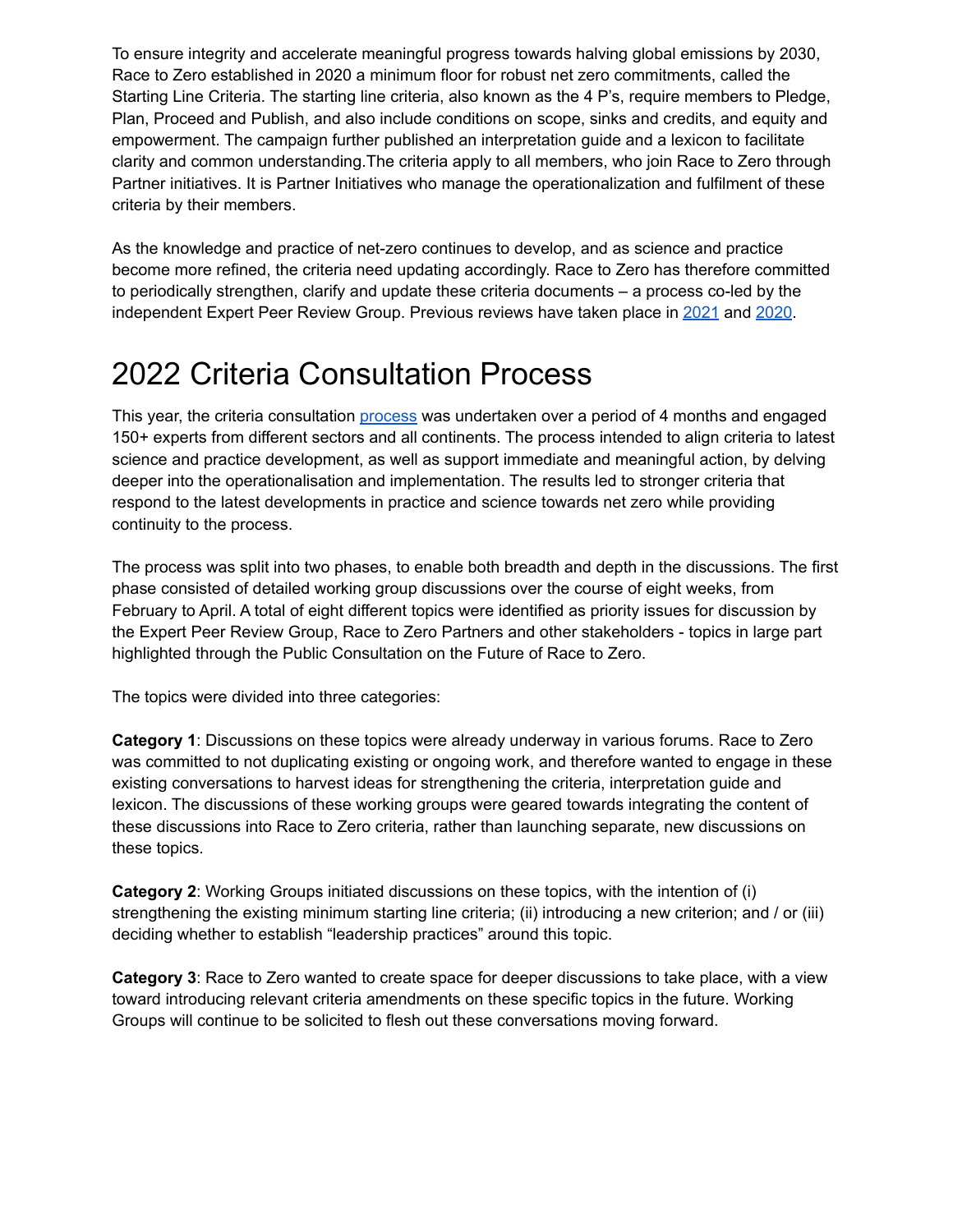To ensure integrity and accelerate meaningful progress towards halving global emissions by 2030, Race to Zero established in 2020 a minimum floor for robust net zero commitments, called the Starting Line Criteria. The starting line criteria, also known as the 4 P's, require members to Pledge, Plan, Proceed and Publish, and also include conditions on scope, sinks and credits, and equity and empowerment. The campaign further published an interpretation guide and a lexicon to facilitate clarity and common understanding.The criteria apply to all members, who join Race to Zero through Partner initiatives. It is Partner Initiatives who manage the operationalization and fulfilment of these criteria by their members.

As the knowledge and practice of net-zero continues to develop, and as science and practice become more refined, the criteria need updating accordingly. Race to Zero has therefore committed to periodically strengthen, clarify and update these criteria documents – a process co-led by the independent Expert Peer Review Group. Previous reviews have taken place in 2021 and 2020.

# 2022 Criteria Consultation Process

This year, the criteria consultation process was undertaken over a period of 4 months and engaged 150+ experts from different sectors and all continents. The process intended to align criteria to latest science and practice development, as well as support immediate and meaningful action, by delving deeper into the operationalisation and implementation. The results led to stronger criteria that respond to the latest developments in practice and science towards net zero while providing continuity to the process.

The process was split into two phases, to enable both breadth and depth in the discussions. The first phase consisted of detailed working group discussions over the course of eight weeks, from February to April. A total of eight different topics were identified as priority issues for discussion by the Expert Peer Review Group, Race to Zero Partners and other stakeholders - topics in large part highlighted through the Public Consultation on the Future of Race to Zero.

The topics were divided into three categories:

**Category 1**: Discussions on these topics were already underway in various forums. Race to Zero was committed to not duplicating existing or ongoing work, and therefore wanted to engage in these existing conversations to harvest ideas for strengthening the criteria, interpretation guide and lexicon. The discussions of these working groups were geared towards integrating the content of these discussions into Race to Zero criteria, rather than launching separate, new discussions on these topics.

**Category 2**: Working Groups initiated discussions on these topics, with the intention of (i) strengthening the existing minimum starting line criteria; (ii) introducing a new criterion; and / or (iii) deciding whether to establish "leadership practices" around this topic.

**Category 3**: Race to Zero wanted to create space for deeper discussions to take place, with a view toward introducing relevant criteria amendments on these specific topics in the future. Working Groups will continue to be solicited to flesh out these conversations moving forward.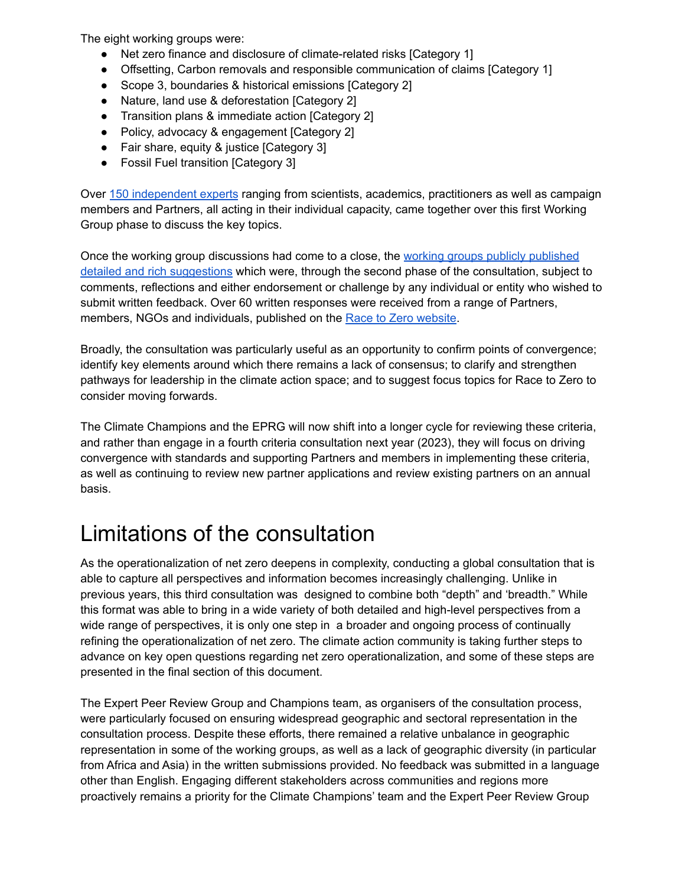The eight working groups were:

- Net zero finance and disclosure of climate-related risks [Category 1]
- Offsetting, Carbon removals and responsible communication of claims [Category 1]
- Scope 3, boundaries & historical emissions [Category 2]
- Nature, land use & deforestation [Category 2]
- Transition plans & immediate action [Category 2]
- Policy, advocacy & engagement [Category 2]
- Fair share, equity & justice [Category 3]
- Fossil Fuel transition [Category 3]

Over 150 independent experts ranging from scientists, academics, practitioners as well as campaign members and Partners, all acting in their individual capacity, came together over this first Working Group phase to discuss the key topics.

Once the working group discussions had come to a close, the working groups publicly published detailed and rich suggestions which were, through the second phase of the consultation, subject to comments, reflections and either endorsement or challenge by any individual or entity who wished to submit written feedback. Over 60 written responses were received from a range of Partners, members, NGOs and individuals, published on the Race to Zero website.

Broadly, the consultation was particularly useful as an opportunity to confirm points of convergence; identify key elements around which there remains a lack of consensus; to clarify and strengthen pathways for leadership in the climate action space; and to suggest focus topics for Race to Zero to consider moving forwards.

The Climate Champions and the EPRG will now shift into a longer cycle for reviewing these criteria, and rather than engage in a fourth criteria consultation next year (2023), they will focus on driving convergence with standards and supporting Partners and members in implementing these criteria, as well as continuing to review new partner applications and review existing partners on an annual basis.

# Limitations of the consultation

As the operationalization of net zero deepens in complexity, conducting a global consultation that is able to capture all perspectives and information becomes increasingly challenging. Unlike in previous years, this third consultation was designed to combine both "depth" and 'breadth." While this format was able to bring in a wide variety of both detailed and high-level perspectives from a wide range of perspectives, it is only one step in a broader and ongoing process of continually refining the operationalization of net zero. The climate action community is taking further steps to advance on key open questions regarding net zero operationalization, and some of these steps are presented in the final section of this document.

The Expert Peer Review Group and Champions team, as organisers of the consultation process, were particularly focused on ensuring widespread geographic and sectoral representation in the consultation process. Despite these efforts, there remained a relative unbalance in geographic representation in some of the working groups, as well as a lack of geographic diversity (in particular from Africa and Asia) in the written submissions provided. No feedback was submitted in a language other than English. Engaging different stakeholders across communities and regions more proactively remains a priority for the Climate Champions' team and the Expert Peer Review Group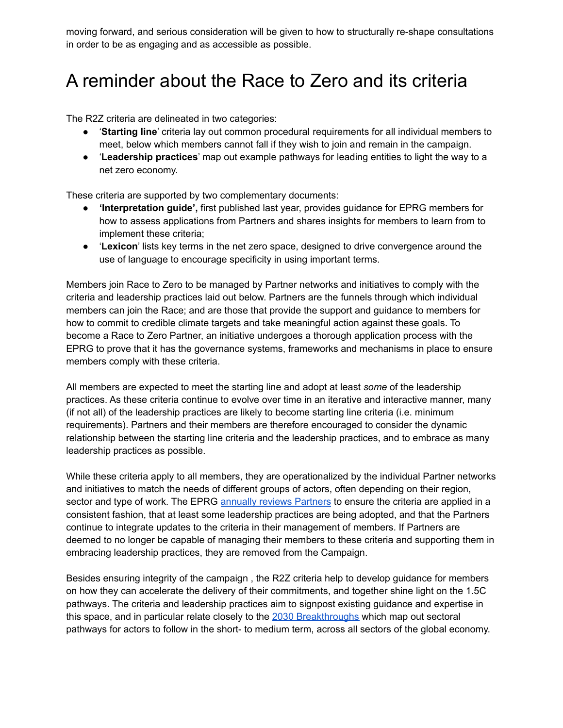moving forward, and serious consideration will be given to how to structurally re-shape consultations in order to be as engaging and as accessible as possible.

# A reminder about the Race to Zero and its criteria

The R2Z criteria are delineated in two categories:

- '**Starting line**' criteria lay out common procedural requirements for all individual members to meet, below which members cannot fall if they wish to join and remain in the campaign.
- '**Leadership practices**' map out example pathways for leading entities to light the way to a net zero economy.

These criteria are supported by two complementary documents:

- **'Interpretation guide',** first published last year, provides guidance for EPRG members for how to assess applications from Partners and shares insights for members to learn from to implement these criteria;
- '**Lexicon**' lists key terms in the net zero space, designed to drive convergence around the use of language to encourage specificity in using important terms.

Members join Race to Zero to be managed by Partner networks and initiatives to comply with the criteria and leadership practices laid out below. Partners are the funnels through which individual members can join the Race; and are those that provide the support and guidance to members for how to commit to credible climate targets and take meaningful action against these goals. To become a Race to Zero Partner, an initiative undergoes a thorough application process with the EPRG to prove that it has the governance systems, frameworks and mechanisms in place to ensure members comply with these criteria.

All members are expected to meet the starting line and adopt at least *some* of the leadership practices. As these criteria continue to evolve over time in an iterative and interactive manner, many (if not all) of the leadership practices are likely to become starting line criteria (i.e. minimum requirements). Partners and their members are therefore encouraged to consider the dynamic relationship between the starting line criteria and the leadership practices, and to embrace as many leadership practices as possible.

While these criteria apply to all members, they are operationalized by the individual Partner networks and initiatives to match the needs of different groups of actors, often depending on their region, sector and type of work. The EPRG annually reviews Partners to ensure the criteria are applied in a consistent fashion, that at least some leadership practices are being adopted, and that the Partners continue to integrate updates to the criteria in their management of members. If Partners are deemed to no longer be capable of managing their members to these criteria and supporting them in embracing leadership practices, they are removed from the Campaign.

Besides ensuring integrity of the campaign , the R2Z criteria help to develop guidance for members on how they can accelerate the delivery of their commitments, and together shine light on the 1.5C pathways. The criteria and leadership practices aim to signpost existing guidance and expertise in this space, and in particular relate closely to the 2030 Breakthroughs which map out sectoral pathways for actors to follow in the short- to medium term, across all sectors of the global economy.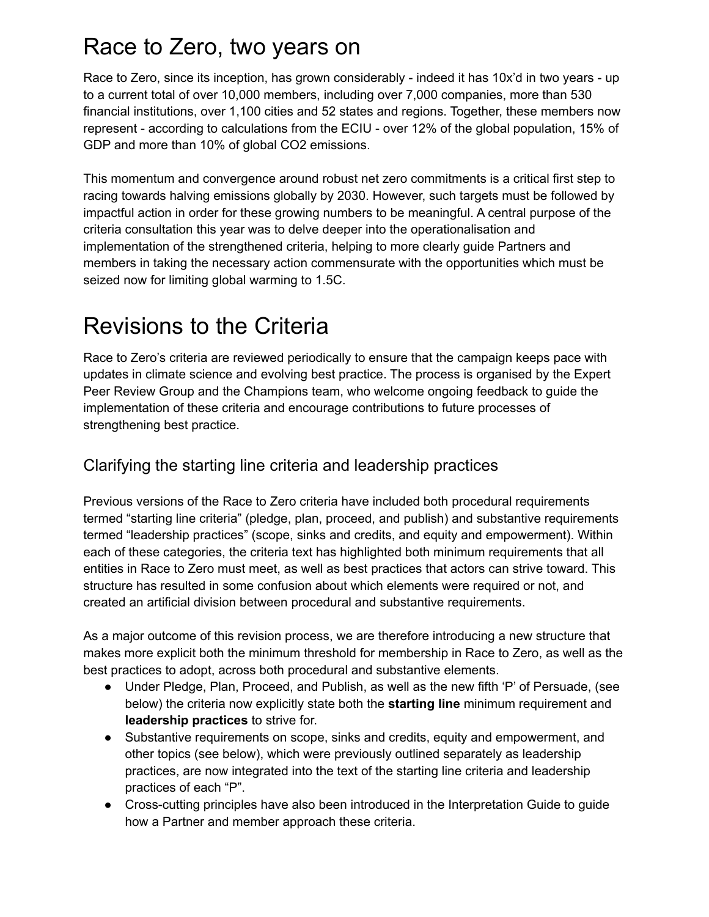# Race to Zero, two years on

Race to Zero, since its inception, has grown considerably - indeed it has 10x'd in two years - up to a current total of over 10,000 members, including over 7,000 companies, more than 530 financial institutions, over 1,100 cities and 52 states and regions. Together, these members now represent - according to calculations from the ECIU - over 12% of the global population, 15% of GDP and more than 10% of global $CO_2$ emissions.

This momentum and convergence around robust net zero commitments is a critical first step to racing towards halving emissions globally by 2030. However, such targets must be followed by impactful action in order for these growing numbers to be meaningful. A central purpose of the criteria consultation this year was to delve deeper into the operationalisation and implementation of the strengthened criteria, helping to more clearly guide Partners and members in taking the necessary action commensurate with the opportunities which must be seized now for limiting global warming to 1.5C.

# Revisions to the Criteria

Race to Zero's criteria are reviewed periodically to ensure that the campaign keeps pace with updates in climate science and evolving best practice. The process is organised by the Expert Peer Review Group and the Champions team, who welcome ongoing feedback to guide the implementation of these criteria and encourage contributions to future processes of strengthening best practice.

## Clarifying the starting line criteria and leadership practices

Previous versions of the Race to Zero criteria have included both procedural requirements termed "starting line criteria" (pledge, plan, proceed, and publish) and substantive requirements termed "leadership practices" (scope, sinks and credits, and equity and empowerment). Within each of these categories, the criteria text has highlighted both minimum requirements that all entities in Race to Zero must meet, as well as best practices that actors can strive toward. This structure has resulted in some confusion about which elements were required or not, and created an artificial division between procedural and substantive requirements.

As a major outcome of this revision process, we are therefore introducing a new structure that makes more explicit both the minimum threshold for membership in Race to Zero, as well as the best practices to adopt, across both procedural and substantive elements.

- Under Pledge, Plan, Proceed, and Publish, as well as the new fifth 'P' of Persuade, (see below) the criteria now explicitly state both the **starting line** minimum requirement and **leadership practices** to strive for.
- Substantive requirements on scope, sinks and credits, equity and empowerment, and other topics (see below), which were previously outlined separately as leadership practices, are now integrated into the text of the starting line criteria and leadership practices of each "P".
- Cross-cutting principles have also been introduced in the Interpretation Guide to guide how a Partner and member approach these criteria.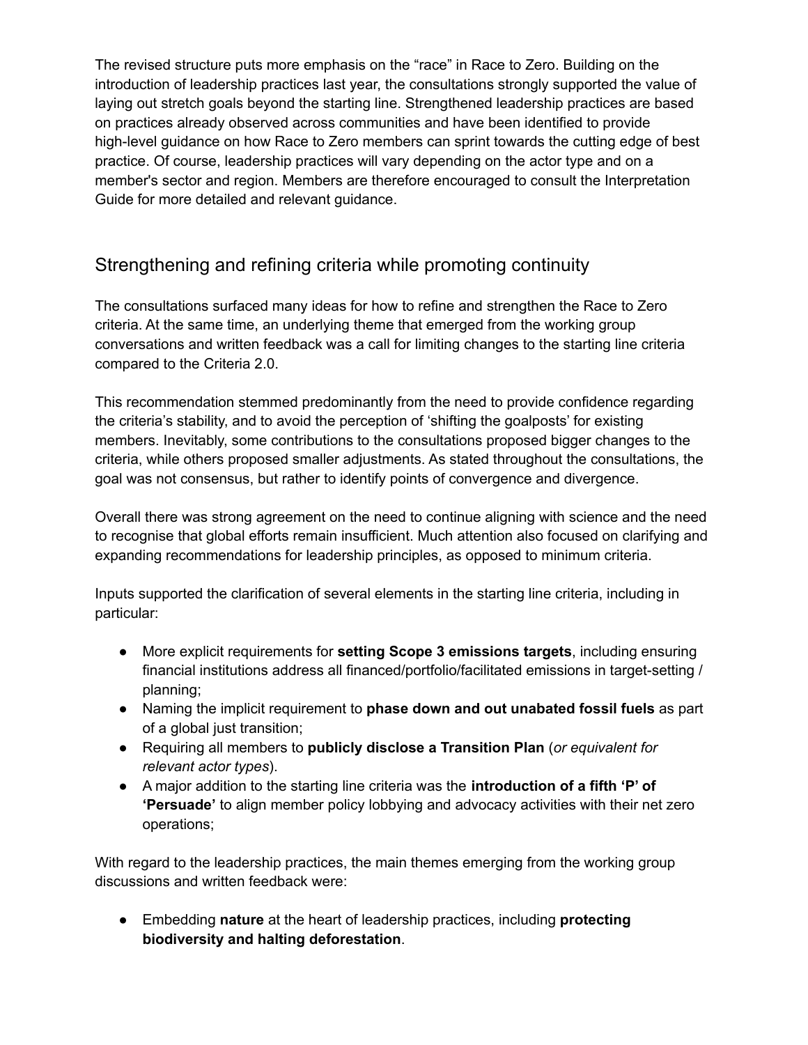The revised structure puts more emphasis on the “race” in Race to Zero. Building on the introduction of leadership practices last year, the consultations strongly supported the value of laying out stretch goals beyond the starting line. Strengthened leadership practices are based on practices already observed across communities and have been identified to provide high-level guidance on how Race to Zero members can sprint towards the cutting edge of best practice. Of course, leadership practices will vary depending on the actor type and on a member's sector and region. Members are therefore encouraged to consult the Interpretation Guide for more detailed and relevant guidance.

## Strengthening and refining criteria while promoting continuity

The consultations surfaced many ideas for how to refine and strengthen the Race to Zero criteria. At the same time, an underlying theme that emerged from the working group conversations and written feedback was a call for limiting changes to the starting line criteria compared to the Criteria 2.0.

This recommendation stemmed predominantly from the need to provide confidence regarding the criteria’s stability, and to avoid the perception of ‘shifting the goalposts’ for existing members. Inevitably, some contributions to the consultations proposed bigger changes to the criteria, while others proposed smaller adjustments. As stated throughout the consultations, the goal was not consensus, but rather to identify points of convergence and divergence.

Overall there was strong agreement on the need to continue aligning with science and the need to recognise that global efforts remain insufficient. Much attention also focused on clarifying and expanding recommendations for leadership principles, as opposed to minimum criteria.

Inputs supported the clarification of several elements in the starting line criteria, including in particular:

- More explicit requirements for **setting Scope 3 emissions targets**, including ensuring financial institutions address all financed/portfolio/facilitated emissions in target-setting / planning;
- Naming the implicit requirement to **phase down and out unabated fossil fuels** as part of a global just transition;
- Requiring all members to **publicly disclose a Transition Plan** (*or equivalent for relevant actor types*).
- A major addition to the starting line criteria was the **introduction of a fifth ‘P’ of ‘Persuade’** to align member policy lobbying and advocacy activities with their net zero operations;

With regard to the leadership practices, the main themes emerging from the working group discussions and written feedback were:

- Embedding **nature** at the heart of leadership practices, including **protecting biodiversity and halting deforestation**.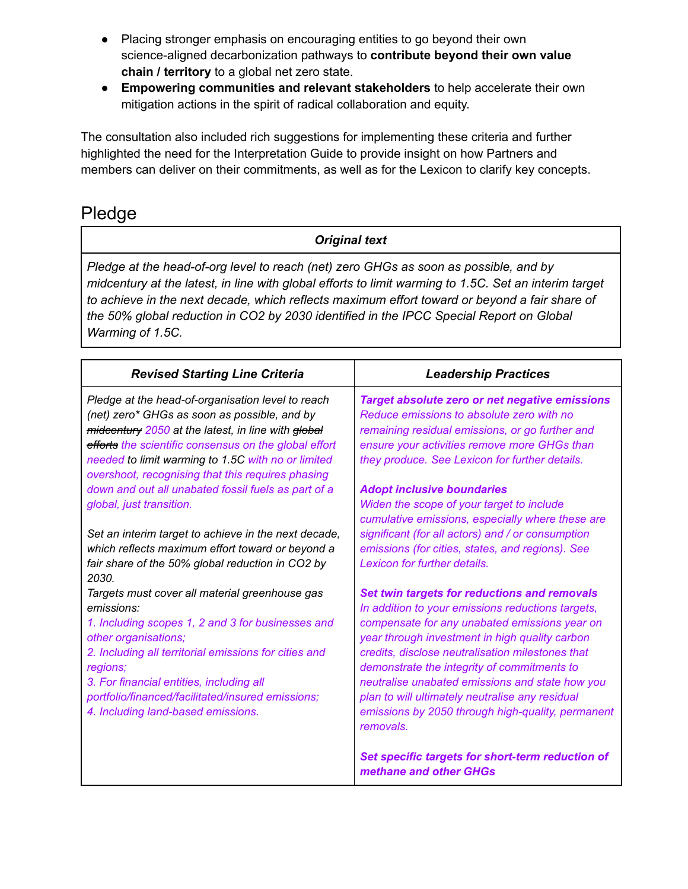- Placing stronger emphasis on encouraging entities to go beyond their own science-aligned decarbonization pathways to **contribute beyond their own value chain / territory** to a global net zero state.
- **Empowering communities and relevant stakeholders** to help accelerate their own mitigation actions in the spirit of radical collaboration and equity.

The consultation also included rich suggestions for implementing these criteria and further highlighted the need for the Interpretation Guide to provide insight on how Partners and members can deliver on their commitments, as well as for the Lexicon to clarify key concepts.

## Pledge

| ***Original text*** |
|---|
| *Pledge at the head-of-org level to reach (net) zero GHGs as soon as possible, and by midcentury at the latest, in line with global efforts to limit warming to 1.5C. Set an interim target to achieve in the next decade, which reflects maximum effort toward or beyond a fair share of the 50% global reduction in CO2 by 2030 identified in the IPCC Special Report on Global Warming of 1.5C.* |

| ***Revised Starting Line Criteria*** | ***Leadership Practices*** |
|---|---|
| *Pledge at the head-of-organisation level to reach (net) zero\* GHGs as soon as possible, and by ~~midcentury~~ 2050 at the latest, in line with ~~global efforts~~ the scientific consensus on the global effort needed to limit warming to 1.5C with no or limited overshoot, recognising that this requires phasing down and out all unabated fossil fuels as part of a global, just transition.*<br><br>*Set an interim target to achieve in the next decade, which reflects maximum effort toward or beyond a fair share of the 50% global reduction in CO2 by 2030.*<br>*Targets must cover all material greenhouse gas emissions:*<br>*1. Including scopes 1, 2 and 3 for businesses and other organisations;*<br>*2. Including all territorial emissions for cities and regions;*<br>*3. For financial entities, including all portfolio/financed/facilitated/insured emissions;*<br>*4. Including land-based emissions.* | ***Target absolute zero or net negative emissions***<br>*Reduce emissions to absolute zero with no remaining residual emissions, or go further and ensure your activities remove more GHGs than they produce. See Lexicon for further details.*<br><br>***Adopt inclusive boundaries***<br>*Widen the scope of your target to include cumulative emissions, especially where these are significant (for all actors) and / or consumption emissions (for cities, states, and regions). See Lexicon for further details.*<br><br>***Set twin targets for reductions and removals***<br>*In addition to your emissions reductions targets, compensate for any unabated emissions year on year through investment in high quality carbon credits, disclose neutralisation milestones that demonstrate the integrity of commitments to neutralise unabated emissions and state how you plan to will ultimately neutralise any residual emissions by 2050 through high-quality, permanent removals.*<br><br>***Set specific targets for short-term reduction of methane and other GHGs*** |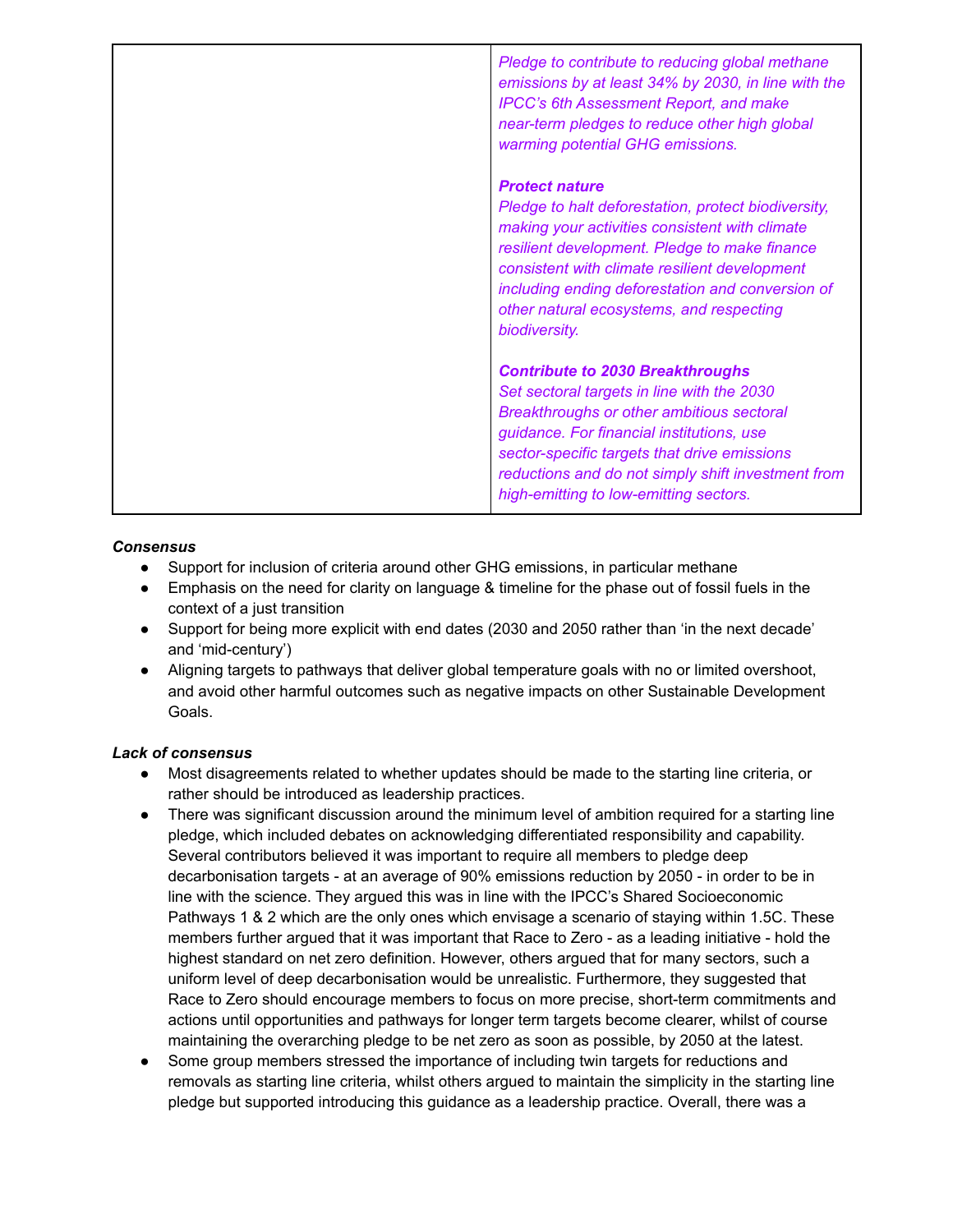| | *Pledge to contribute to reducing global methane emissions by at least 34% by 2030, in line with the IPCC's 6th Assessment Report, and make near-term pledges to reduce other high global warming potential GHG emissions.*<br><br>***Protect nature***<br>*Pledge to halt deforestation, protect biodiversity, making your activities consistent with climate resilient development. Pledge to make finance consistent with climate resilient development including ending deforestation and conversion of other natural ecosystems, and respecting biodiversity.*<br><br>***Contribute to 2030 Breakthroughs***<br>*Set sectoral targets in line with the 2030 Breakthroughs or other ambitious sectoral guidance. For financial institutions, use sector-specific targets that drive emissions reductions and do not simply shift investment from high-emitting to low-emitting sectors.* |
|---|---|

***Consensus***

- Support for inclusion of criteria around other GHG emissions, in particular methane
- Emphasis on the need for clarity on language & timeline for the phase out of fossil fuels in the context of a just transition
- Support for being more explicit with end dates (2030 and 2050 rather than 'in the next decade' and 'mid-century')
- Aligning targets to pathways that deliver global temperature goals with no or limited overshoot, and avoid other harmful outcomes such as negative impacts on other Sustainable Development Goals.

***Lack of consensus***

- Most disagreements related to whether updates should be made to the starting line criteria, or rather should be introduced as leadership practices.
- There was significant discussion around the minimum level of ambition required for a starting line pledge, which included debates on acknowledging differentiated responsibility and capability. Several contributors believed it was important to require all members to pledge deep decarbonisation targets - at an average of 90% emissions reduction by 2050 - in order to be in line with the science. They argued this was in line with the IPCC's Shared Socioeconomic Pathways 1 & 2 which are the only ones which envisage a scenario of staying within 1.5C. These members further argued that it was important that Race to Zero - as a leading initiative - hold the highest standard on net zero definition. However, others argued that for many sectors, such a uniform level of deep decarbonisation would be unrealistic. Furthermore, they suggested that Race to Zero should encourage members to focus on more precise, short-term commitments and actions until opportunities and pathways for longer term targets become clearer, whilst of course maintaining the overarching pledge to be net zero as soon as possible, by 2050 at the latest.
- Some group members stressed the importance of including twin targets for reductions and removals as starting line criteria, whilst others argued to maintain the simplicity in the starting line pledge but supported introducing this guidance as a leadership practice. Overall, there was a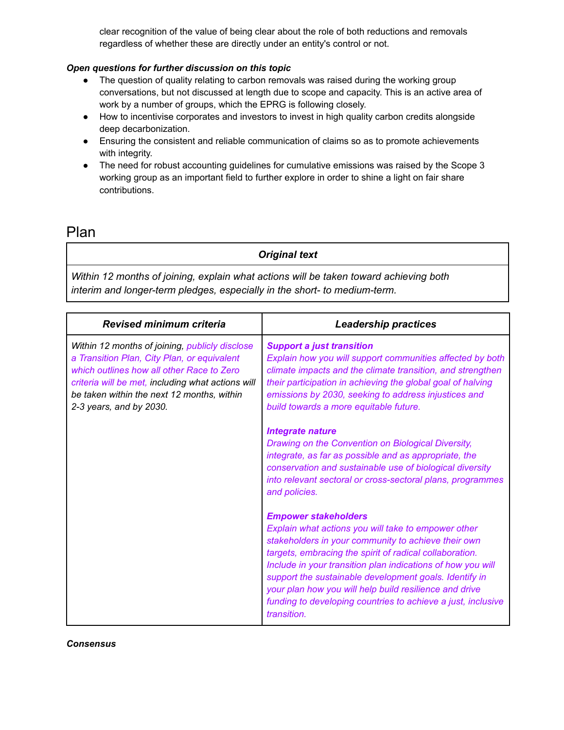clear recognition of the value of being clear about the role of both reductions and removals regardless of whether these are directly under an entity's control or not.

***Open questions for further discussion on this topic***

- The question of quality relating to carbon removals was raised during the working group conversations, but not discussed at length due to scope and capacity. This is an active area of work by a number of groups, which the EPRG is following closely.
- How to incentivise corporates and investors to invest in high quality carbon credits alongside deep decarbonization.
- Ensuring the consistent and reliable communication of claims so as to promote achievements with integrity.
- The need for robust accounting guidelines for cumulative emissions was raised by the Scope 3 working group as an important field to further explore in order to shine a light on fair share contributions.

# Plan

| ***Original text*** |
| --- |
| *Within 12 months of joining, explain what actions will be taken toward achieving both interim and longer-term pledges, especially in the short- to medium-term.* |

| ***Revised minimum criteria*** | ***Leadership practices*** |
| --- | --- |
| *Within 12 months of joining, publicly disclose a Transition Plan, City Plan, or equivalent which outlines how all other Race to Zero criteria will be met, including what actions will be taken within the next 12 months, within 2-3 years, and by 2030.* | ***Support a just transition*** *Explain how you will support communities affected by both climate impacts and the climate transition, and strengthen their participation in achieving the global goal of halving emissions by 2030, seeking to address injustices and build towards a more equitable future.* <br><br> ***Integrate nature*** *Drawing on the Convention on Biological Diversity, integrate, as far as possible and as appropriate, the conservation and sustainable use of biological diversity into relevant sectoral or cross-sectoral plans, programmes and policies.* <br><br> ***Empower stakeholders*** *Explain what actions you will take to empower other stakeholders in your community to achieve their own targets, embracing the spirit of radical collaboration. Include in your transition plan indications of how you will support the sustainable development goals. Identify in your plan how you will help build resilience and drive funding to developing countries to achieve a just, inclusive transition.* |

***Consensus***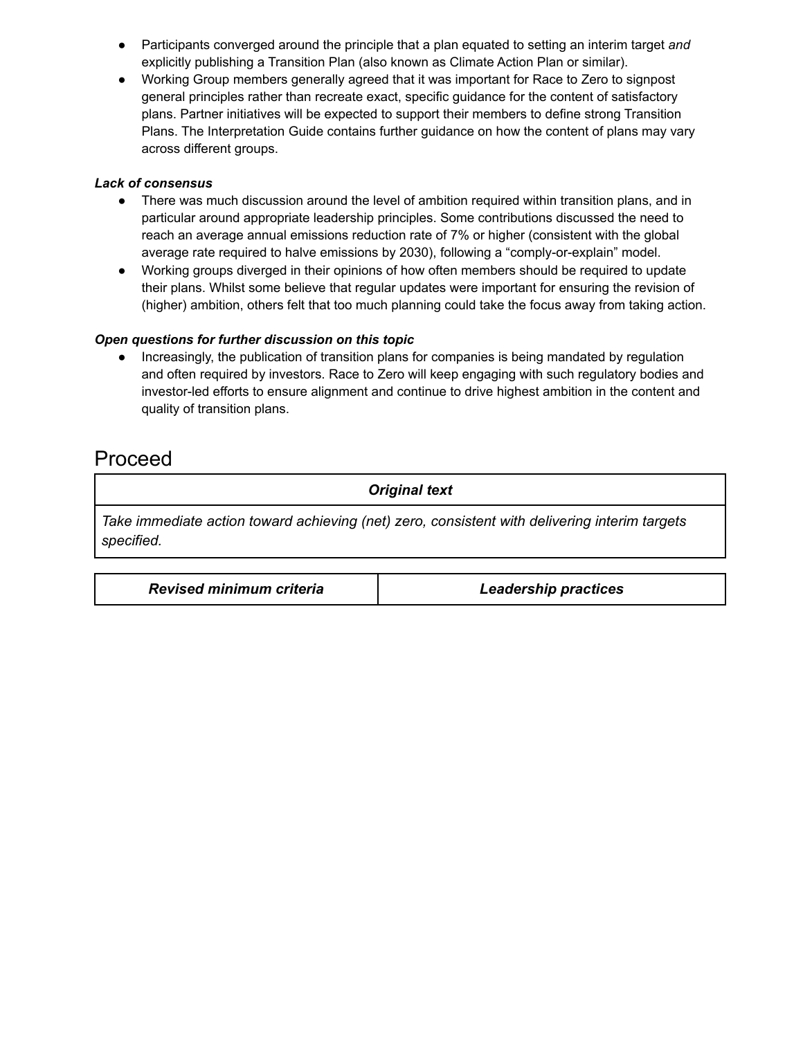- Participants converged around the principle that a plan equated to setting an interim target *and* explicitly publishing a Transition Plan (also known as Climate Action Plan or similar).
- Working Group members generally agreed that it was important for Race to Zero to signpost general principles rather than recreate exact, specific guidance for the content of satisfactory plans. Partner initiatives will be expected to support their members to define strong Transition Plans. The Interpretation Guide contains further guidance on how the content of plans may vary across different groups.

***Lack of consensus***

- There was much discussion around the level of ambition required within transition plans, and in particular around appropriate leadership principles. Some contributions discussed the need to reach an average annual emissions reduction rate of 7% or higher (consistent with the global average rate required to halve emissions by 2030), following a "comply-or-explain" model.
- Working groups diverged in their opinions of how often members should be required to update their plans. Whilst some believe that regular updates were important for ensuring the revision of (higher) ambition, others felt that too much planning could take the focus away from taking action.

***Open questions for further discussion on this topic***

- Increasingly, the publication of transition plans for companies is being mandated by regulation and often required by investors. Race to Zero will keep engaging with such regulatory bodies and investor-led efforts to ensure alignment and continue to drive highest ambition in the content and quality of transition plans.

# Proceed

| ***Original text*** |
| --- |
| *Take immediate action toward achieving (net) zero, consistent with delivering interim targets specified.* |

| ***Revised minimum criteria*** | ***Leadership practices*** |
| --- | --- |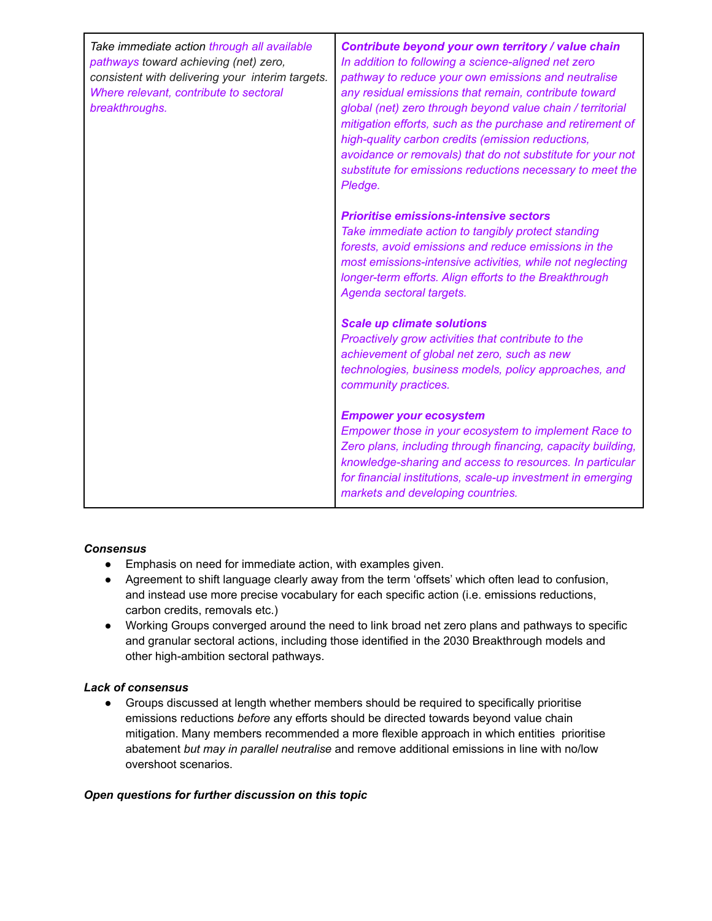| *Take immediate action through all available pathways toward achieving (net) zero, consistent with delivering your interim targets. Where relevant, contribute to sectoral breakthroughs.* | ***Contribute beyond your own territory / value chain*** *In addition to following a science-aligned net zero pathway to reduce your own emissions and neutralise any residual emissions that remain, contribute toward global (net) zero through beyond value chain / territorial mitigation efforts, such as the purchase and retirement of high-quality carbon credits (emission reductions, avoidance or removals) that do not substitute for your not substitute for emissions reductions necessary to meet the Pledge.*<br><br>***Prioritise emissions-intensive sectors*** *Take immediate action to tangibly protect standing forests, avoid emissions and reduce emissions in the most emissions-intensive activities, while not neglecting longer-term efforts. Align efforts to the Breakthrough Agenda sectoral targets.*<br><br>***Scale up climate solutions*** *Proactively grow activities that contribute to the achievement of global net zero, such as new technologies, business models, policy approaches, and community practices.*<br><br>***Empower your ecosystem*** *Empower those in your ecosystem to implement Race to Zero plans, including through financing, capacity building, knowledge-sharing and access to resources. In particular for financial institutions, scale-up investment in emerging markets and developing countries.* |
|---|---|

***Consensus***

- Emphasis on need for immediate action, with examples given.
- Agreement to shift language clearly away from the term 'offsets' which often lead to confusion, and instead use more precise vocabulary for each specific action (i.e. emissions reductions, carbon credits, removals etc.)
- Working Groups converged around the need to link broad net zero plans and pathways to specific and granular sectoral actions, including those identified in the 2030 Breakthrough models and other high-ambition sectoral pathways.

***Lack of consensus***

- Groups discussed at length whether members should be required to specifically prioritise emissions reductions *before* any efforts should be directed towards beyond value chain mitigation. Many members recommended a more flexible approach in which entities prioritise abatement *but may in parallel neutralise* and remove additional emissions in line with no/low overshoot scenarios.

***Open questions for further discussion on this topic***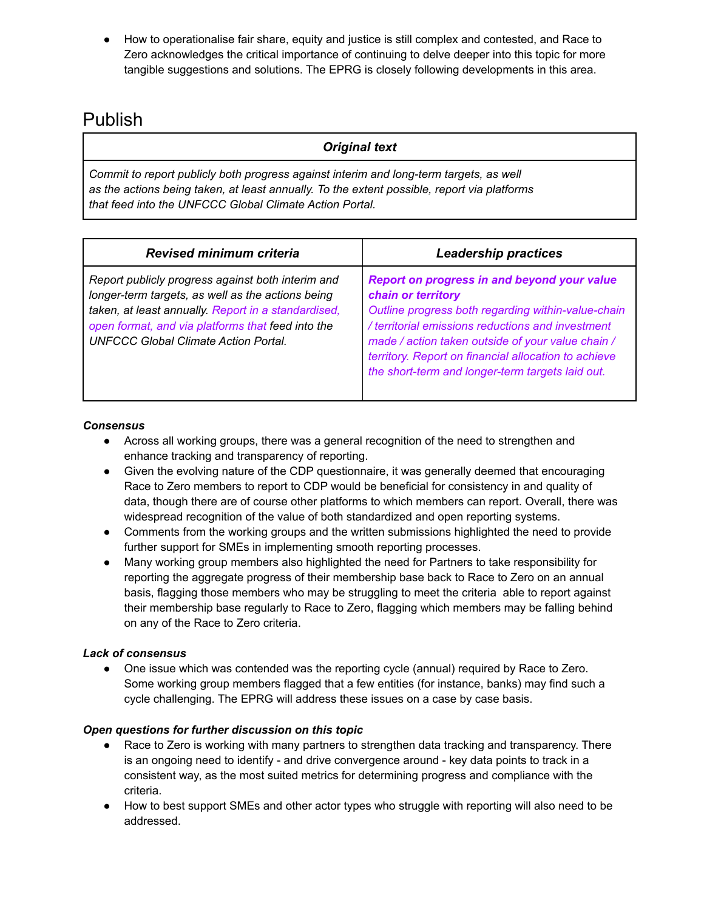- How to operationalise fair share, equity and justice is still complex and contested, and Race to Zero acknowledges the critical importance of continuing to delve deeper into this topic for more tangible suggestions and solutions. The EPRG is closely following developments in this area.

# Publish

| ***Original text*** |
| --- |
| *Commit to report publicly both progress against interim and long-term targets, as well as the actions being taken, at least annually. To the extent possible, report via platforms that feed into the UNFCCC Global Climate Action Portal.* |

| ***Revised minimum criteria*** | ***Leadership practices*** |
| --- | --- |
| *Report publicly progress against both interim and longer-term targets, as well as the actions being taken, at least annually. Report in a standardised, open format, and via platforms that feed into the UNFCCC Global Climate Action Portal.* | ***Report on progress in and beyond your value chain or territory*** *Outline progress both regarding within-value-chain / territorial emissions reductions and investment made / action taken outside of your value chain / territory. Report on financial allocation to achieve the short-term and longer-term targets laid out.* |

***Consensus***

- Across all working groups, there was a general recognition of the need to strengthen and enhance tracking and transparency of reporting.
- Given the evolving nature of the CDP questionnaire, it was generally deemed that encouraging Race to Zero members to report to CDP would be beneficial for consistency in and quality of data, though there are of course other platforms to which members can report. Overall, there was widespread recognition of the value of both standardized and open reporting systems.
- Comments from the working groups and the written submissions highlighted the need to provide further support for SMEs in implementing smooth reporting processes.
- Many working group members also highlighted the need for Partners to take responsibility for reporting the aggregate progress of their membership base back to Race to Zero on an annual basis, flagging those members who may be struggling to meet the criteria able to report against their membership base regularly to Race to Zero, flagging which members may be falling behind on any of the Race to Zero criteria.

***Lack of consensus***

- One issue which was contended was the reporting cycle (annual) required by Race to Zero. Some working group members flagged that a few entities (for instance, banks) may find such a cycle challenging. The EPRG will address these issues on a case by case basis.

***Open questions for further discussion on this topic***

- Race to Zero is working with many partners to strengthen data tracking and transparency. There is an ongoing need to identify - and drive convergence around - key data points to track in a consistent way, as the most suited metrics for determining progress and compliance with the criteria.
- How to best support SMEs and other actor types who struggle with reporting will also need to be addressed.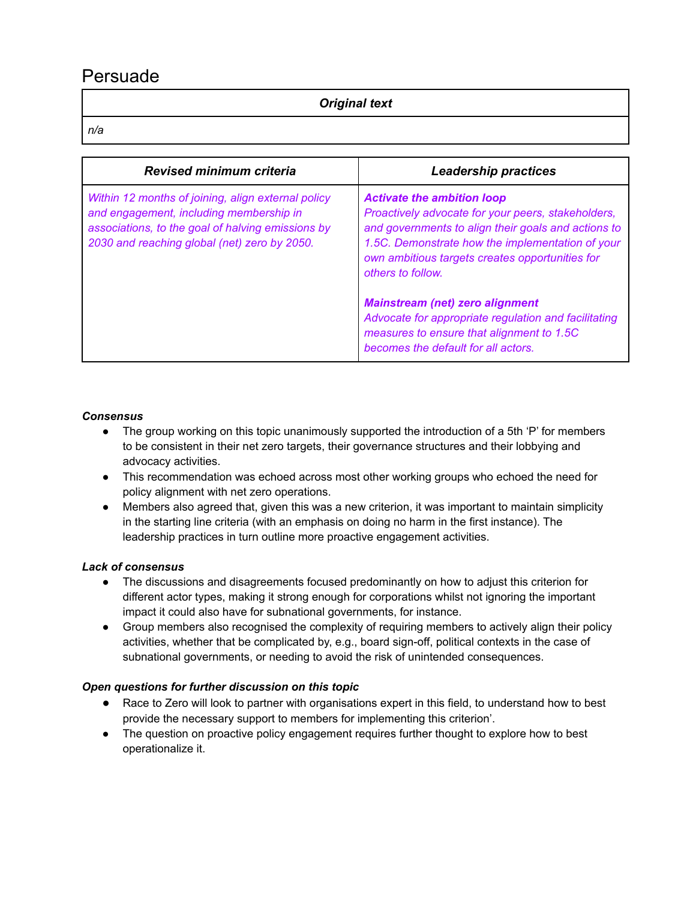# Persuade

| *Original text* |
|---|
| *n/a* |

| *Revised minimum criteria* | *Leadership practices* |
|---|---|
| *Within 12 months of joining, align external policy and engagement, including membership in associations, to the goal of halving emissions by 2030 and reaching global (net) zero by 2050.* | ***Activate the ambition loop*** *Proactively advocate for your peers, stakeholders, and governments to align their goals and actions to 1.5C. Demonstrate how the implementation of your own ambitious targets creates opportunities for others to follow.* <br><br> ***Mainstream (net) zero alignment*** *Advocate for appropriate regulation and facilitating measures to ensure that alignment to 1.5C becomes the default for all actors.* |

***Consensus***

- The group working on this topic unanimously supported the introduction of a 5th 'P' for members to be consistent in their net zero targets, their governance structures and their lobbying and advocacy activities.
- This recommendation was echoed across most other working groups who echoed the need for policy alignment with net zero operations.
- Members also agreed that, given this was a new criterion, it was important to maintain simplicity in the starting line criteria (with an emphasis on doing no harm in the first instance). The leadership practices in turn outline more proactive engagement activities.

***Lack of consensus***

- The discussions and disagreements focused predominantly on how to adjust this criterion for different actor types, making it strong enough for corporations whilst not ignoring the important impact it could also have for subnational governments, for instance.
- Group members also recognised the complexity of requiring members to actively align their policy activities, whether that be complicated by, e.g., board sign-off, political contexts in the case of subnational governments, or needing to avoid the risk of unintended consequences.

***Open questions for further discussion on this topic***

- Race to Zero will look to partner with organisations expert in this field, to understand how to best provide the necessary support to members for implementing this criterion'.
- The question on proactive policy engagement requires further thought to explore how to best operationalize it.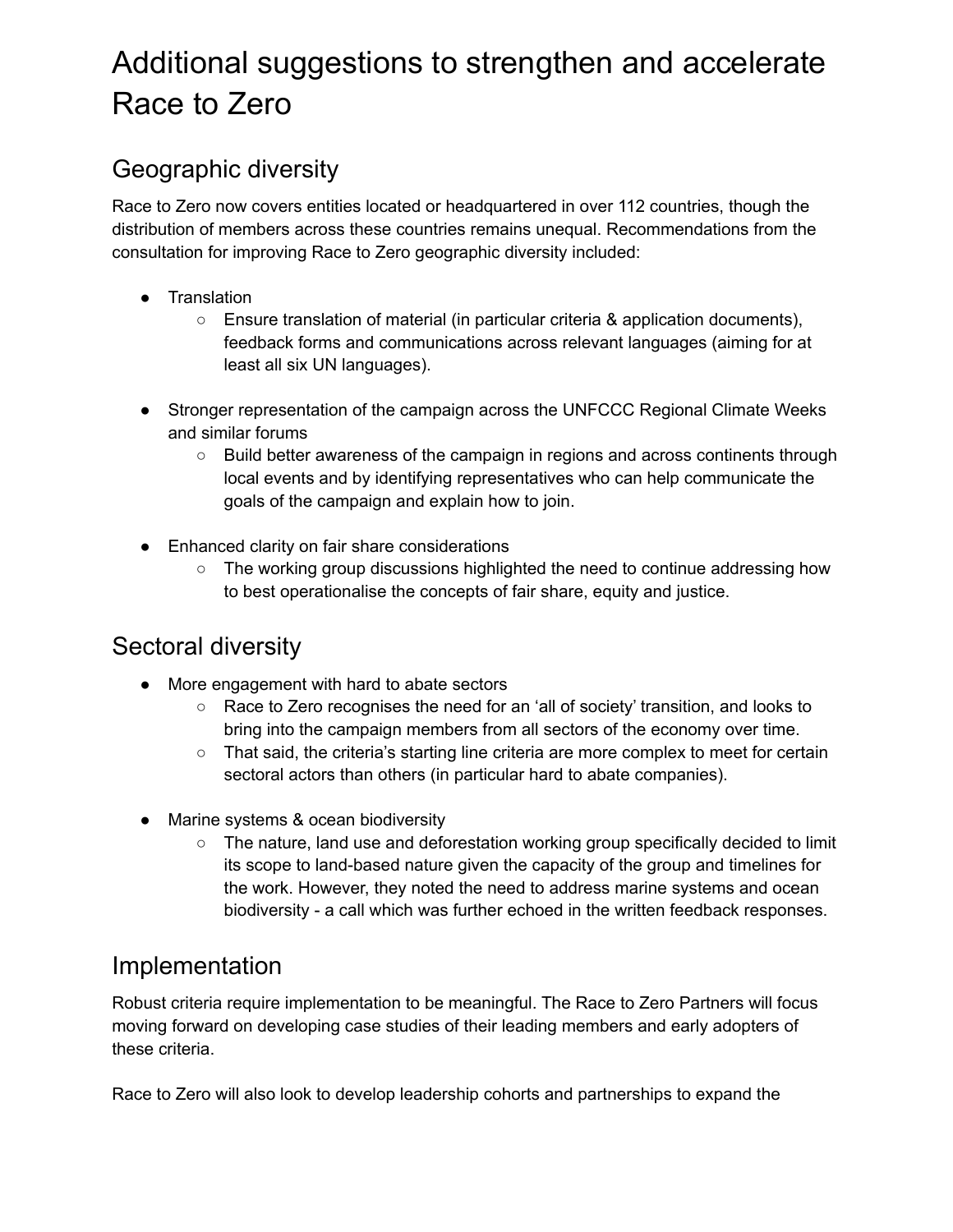# Additional suggestions to strengthen and accelerate Race to Zero

## Geographic diversity

Race to Zero now covers entities located or headquartered in over 112 countries, though the distribution of members across these countries remains unequal. Recommendations from the consultation for improving Race to Zero geographic diversity included:

- Translation
  - Ensure translation of material (in particular criteria & application documents), feedback forms and communications across relevant languages (aiming for at least all six UN languages).

- Stronger representation of the campaign across the UNFCCC Regional Climate Weeks and similar forums
  - Build better awareness of the campaign in regions and across continents through local events and by identifying representatives who can help communicate the goals of the campaign and explain how to join.

- Enhanced clarity on fair share considerations
  - The working group discussions highlighted the need to continue addressing how to best operationalise the concepts of fair share, equity and justice.

## Sectoral diversity

- More engagement with hard to abate sectors
  - Race to Zero recognises the need for an 'all of society' transition, and looks to bring into the campaign members from all sectors of the economy over time.
  - That said, the criteria's starting line criteria are more complex to meet for certain sectoral actors than others (in particular hard to abate companies).

- Marine systems & ocean biodiversity
  - The nature, land use and deforestation working group specifically decided to limit its scope to land-based nature given the capacity of the group and timelines for the work. However, they noted the need to address marine systems and ocean biodiversity - a call which was further echoed in the written feedback responses.

## Implementation

Robust criteria require implementation to be meaningful. The Race to Zero Partners will focus moving forward on developing case studies of their leading members and early adopters of these criteria.

Race to Zero will also look to develop leadership cohorts and partnerships to expand the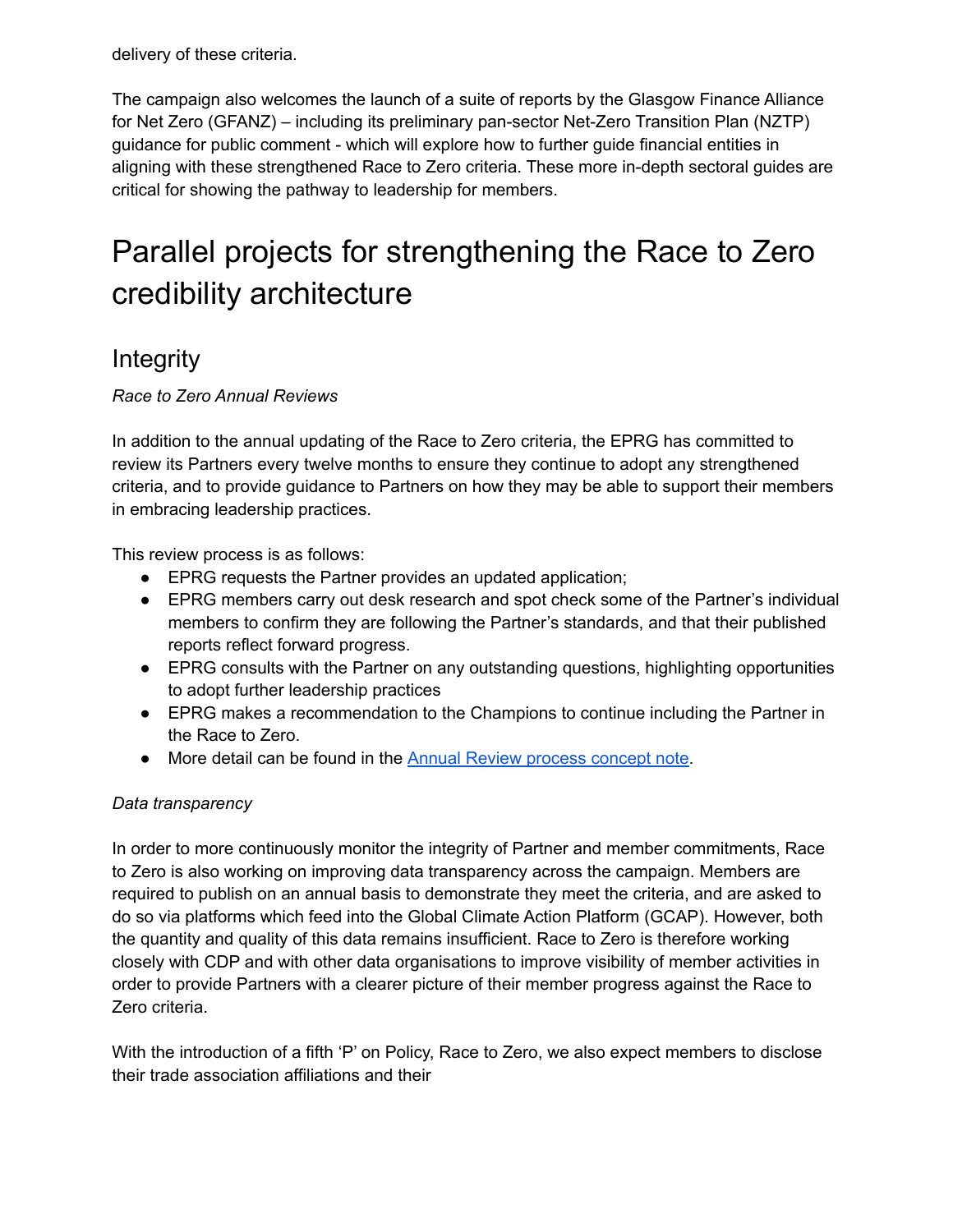delivery of these criteria.

The campaign also welcomes the launch of a suite of reports by the Glasgow Finance Alliance for Net Zero (GFANZ) – including its preliminary pan-sector Net-Zero Transition Plan (NZTP) guidance for public comment - which will explore how to further guide financial entities in aligning with these strengthened Race to Zero criteria. These more in-depth sectoral guides are critical for showing the pathway to leadership for members.

# Parallel projects for strengthening the Race to Zero credibility architecture

## Integrity

*Race to Zero Annual Reviews*

In addition to the annual updating of the Race to Zero criteria, the EPRG has committed to review its Partners every twelve months to ensure they continue to adopt any strengthened criteria, and to provide guidance to Partners on how they may be able to support their members in embracing leadership practices.

This review process is as follows:

- EPRG requests the Partner provides an updated application;
- EPRG members carry out desk research and spot check some of the Partner's individual members to confirm they are following the Partner's standards, and that their published reports reflect forward progress.
- EPRG consults with the Partner on any outstanding questions, highlighting opportunities to adopt further leadership practices
- EPRG makes a recommendation to the Champions to continue including the Partner in the Race to Zero.
- More detail can be found in the Annual Review process concept note.

*Data transparency*

In order to more continuously monitor the integrity of Partner and member commitments, Race to Zero is also working on improving data transparency across the campaign. Members are required to publish on an annual basis to demonstrate they meet the criteria, and are asked to do so via platforms which feed into the Global Climate Action Platform (GCAP). However, both the quantity and quality of this data remains insufficient. Race to Zero is therefore working closely with CDP and with other data organisations to improve visibility of member activities in order to provide Partners with a clearer picture of their member progress against the Race to Zero criteria.

With the introduction of a fifth 'P' on Policy, Race to Zero, we also expect members to disclose their trade association affiliations and their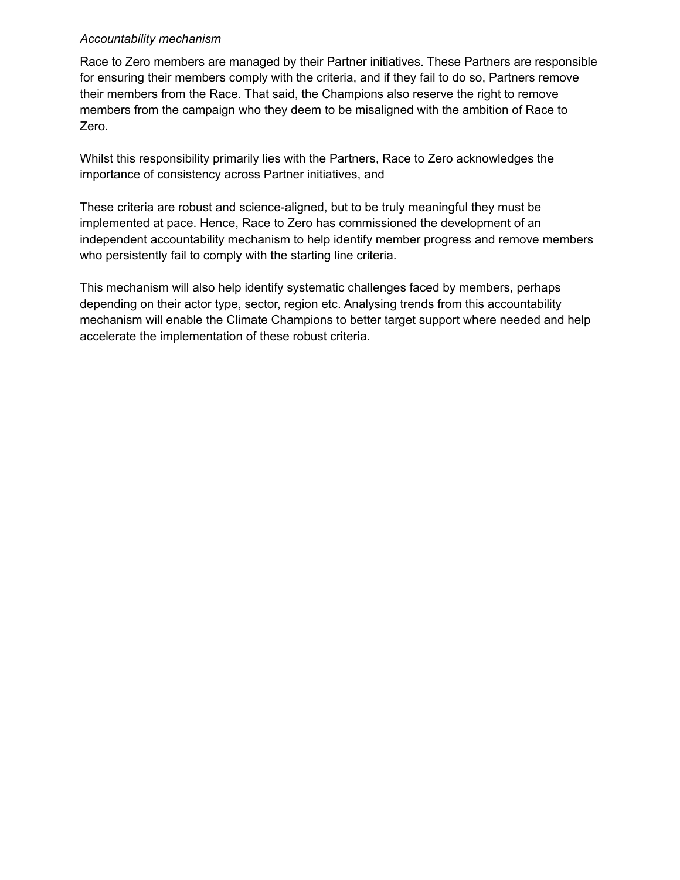*Accountability mechanism*

Race to Zero members are managed by their Partner initiatives. These Partners are responsible for ensuring their members comply with the criteria, and if they fail to do so, Partners remove their members from the Race. That said, the Champions also reserve the right to remove members from the campaign who they deem to be misaligned with the ambition of Race to Zero.

Whilst this responsibility primarily lies with the Partners, Race to Zero acknowledges the importance of consistency across Partner initiatives, and

These criteria are robust and science-aligned, but to be truly meaningful they must be implemented at pace. Hence, Race to Zero has commissioned the development of an independent accountability mechanism to help identify member progress and remove members who persistently fail to comply with the starting line criteria.

This mechanism will also help identify systematic challenges faced by members, perhaps depending on their actor type, sector, region etc. Analysing trends from this accountability mechanism will enable the Climate Champions to better target support where needed and help accelerate the implementation of these robust criteria.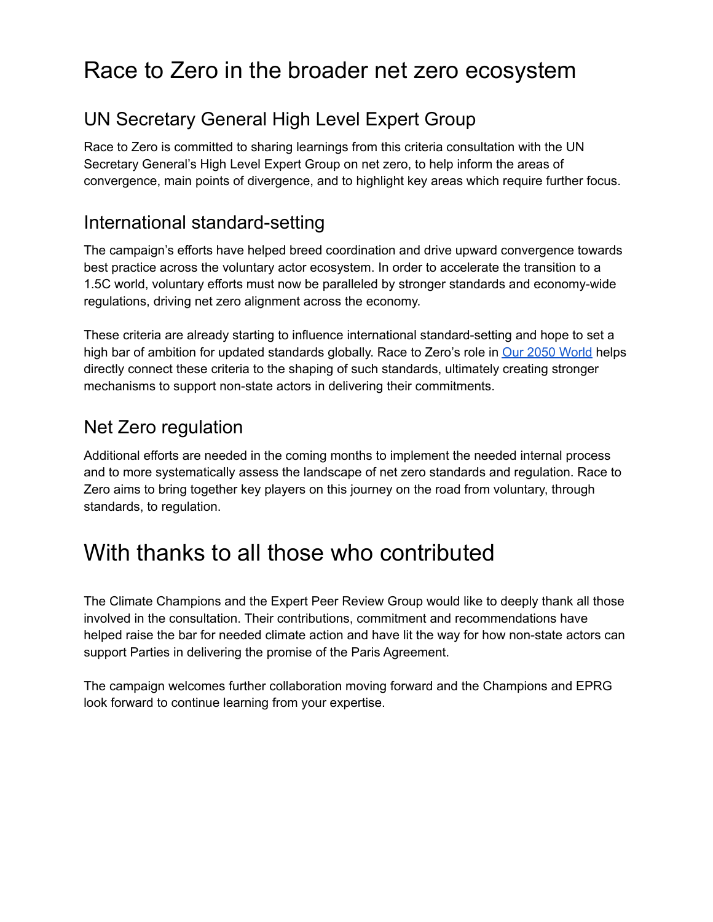# Race to Zero in the broader net zero ecosystem

## UN Secretary General High Level Expert Group

Race to Zero is committed to sharing learnings from this criteria consultation with the UN Secretary General's High Level Expert Group on net zero, to help inform the areas of convergence, main points of divergence, and to highlight key areas which require further focus.

## International standard-setting

The campaign's efforts have helped breed coordination and drive upward convergence towards best practice across the voluntary actor ecosystem. In order to accelerate the transition to a 1.5C world, voluntary efforts must now be paralleled by stronger standards and economy-wide regulations, driving net zero alignment across the economy.

These criteria are already starting to influence international standard-setting and hope to set a high bar of ambition for updated standards globally. Race to Zero's role in Our 2050 World helps directly connect these criteria to the shaping of such standards, ultimately creating stronger mechanisms to support non-state actors in delivering their commitments.

## Net Zero regulation

Additional efforts are needed in the coming months to implement the needed internal process and to more systematically assess the landscape of net zero standards and regulation. Race to Zero aims to bring together key players on this journey on the road from voluntary, through standards, to regulation.

# With thanks to all those who contributed

The Climate Champions and the Expert Peer Review Group would like to deeply thank all those involved in the consultation. Their contributions, commitment and recommendations have helped raise the bar for needed climate action and have lit the way for how non-state actors can support Parties in delivering the promise of the Paris Agreement.

The campaign welcomes further collaboration moving forward and the Champions and EPRG look forward to continue learning from your expertise.